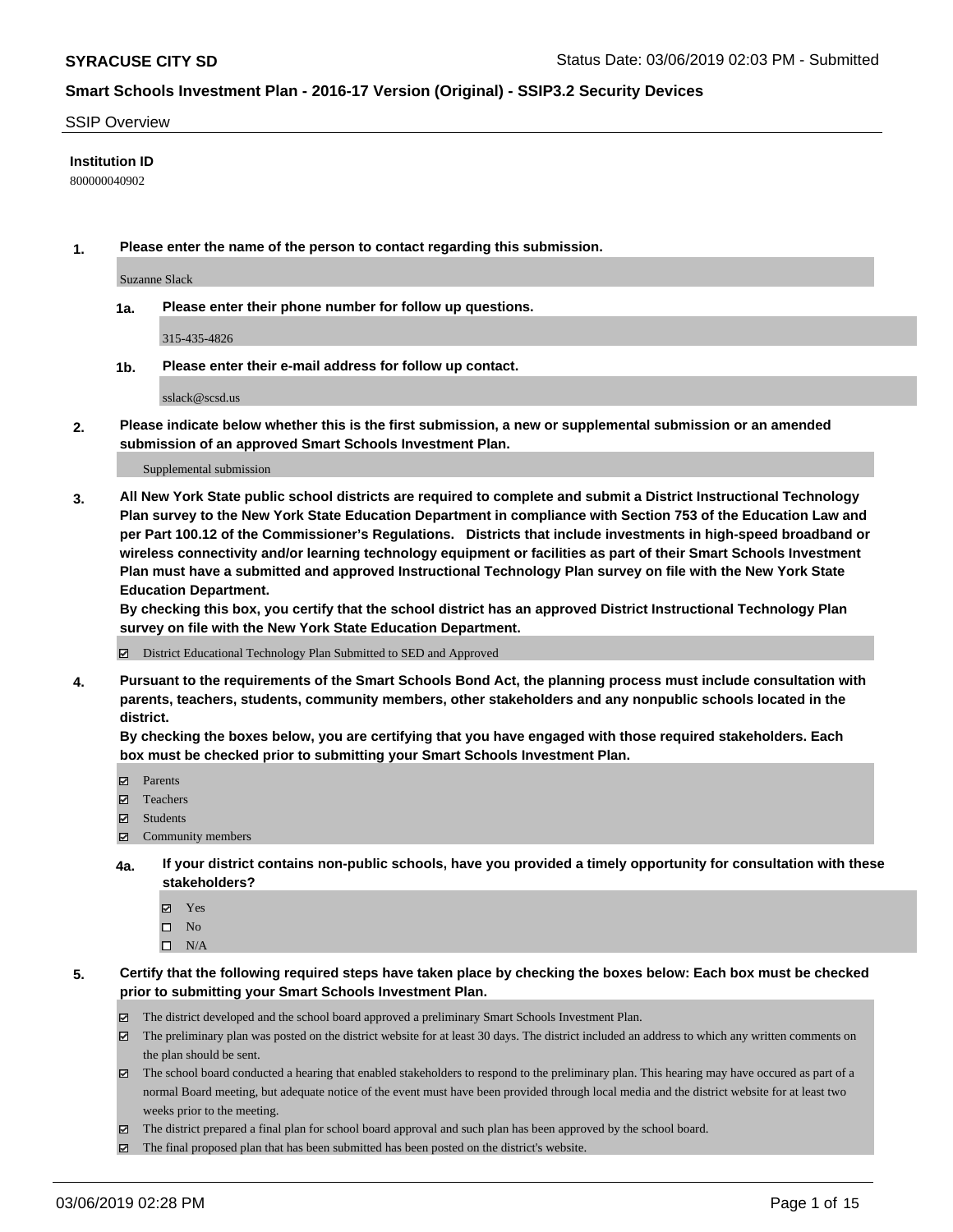**SYRACUSE CITY SD**

Status Date: 03/06/2019 02:03 PM - Submitted

## Smart Schools Investment Plan - 2016-17 Version (Original) - SSIP3.2 Security Devices

SSIP Overview

**Institution ID**

800000040902

**1. Please enter the name of the person to contact regarding this submission.**

Suzanne Slack

**1a. Please enter their phone number for follow up questions.**

315-435-4826

**1b. Please enter their e-mail address for follow up contact.**

sslack@scsd.us

**2. Please indicate below whether this is the first submission, a new or supplemental submission or an amended submission of an approved Smart Schools Investment Plan.**

Supplemental submission

**3. All New York State public school districts are required to complete and submit a District Instructional Technology Plan survey to the New York State Education Department in compliance with Section 753 of the Education Law and per Part 100.12 of the Commissioner's Regulations. Districts that include investments in high-speed broadband or wireless connectivity and/or learning technology equipment or facilities as part of their Smart Schools Investment Plan must have a submitted and approved Instructional Technology Plan survey on file with the New York State Education Department.**
**By checking this box, you certify that the school district has an approved District Instructional Technology Plan survey on file with the New York State Education Department.**

☑ District Educational Technology Plan Submitted to SED and Approved

**4. Pursuant to the requirements of the Smart Schools Bond Act, the planning process must include consultation with parents, teachers, students, community members, other stakeholders and any nonpublic schools located in the district.**
**By checking the boxes below, you are certifying that you have engaged with those required stakeholders. Each box must be checked prior to submitting your Smart Schools Investment Plan.**

☑ Parents
☑ Teachers
☑ Students
☑ Community members

**4a. If your district contains non-public schools, have you provided a timely opportunity for consultation with these stakeholders?**

☑ Yes
☐ No
☐ N/A

**5. Certify that the following required steps have taken place by checking the boxes below: Each box must be checked prior to submitting your Smart Schools Investment Plan.**

☑ The district developed and the school board approved a preliminary Smart Schools Investment Plan.
☑ The preliminary plan was posted on the district website for at least 30 days. The district included an address to which any written comments on the plan should be sent.
☑ The school board conducted a hearing that enabled stakeholders to respond to the preliminary plan. This hearing may have occured as part of a normal Board meeting, but adequate notice of the event must have been provided through local media and the district website for at least two weeks prior to the meeting.
☑ The district prepared a final plan for school board approval and such plan has been approved by the school board.
☑ The final proposed plan that has been submitted has been posted on the district's website.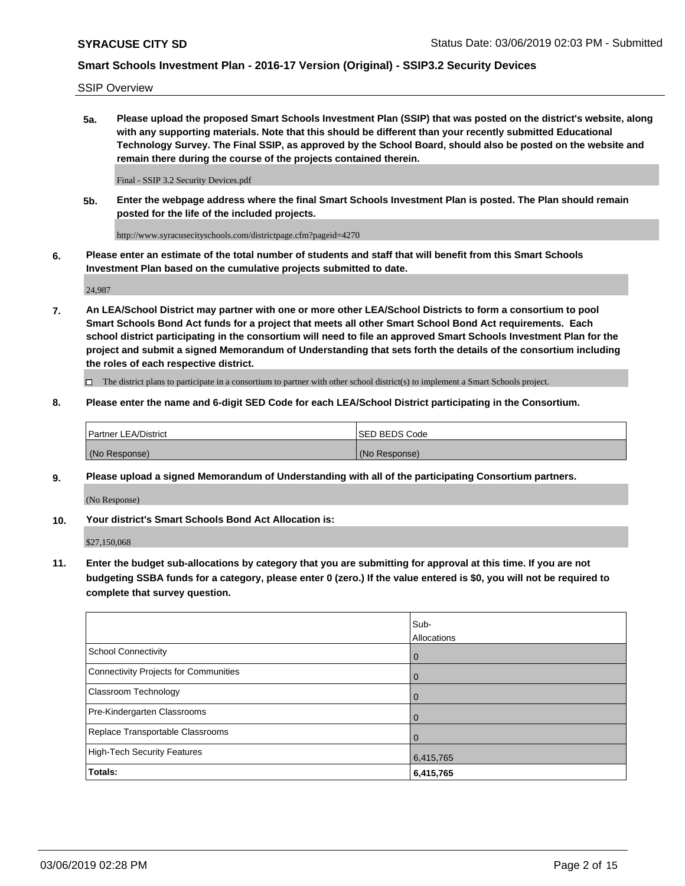SSIP Overview

**5a.** **Please upload the proposed Smart Schools Investment Plan (SSIP) that was posted on the district's website, along with any supporting materials. Note that this should be different than your recently submitted Educational Technology Survey. The Final SSIP, as approved by the School Board, should also be posted on the website and remain there during the course of the projects contained therein.**

Final - SSIP 3.2 Security Devices.pdf

**5b.** **Enter the webpage address where the final Smart Schools Investment Plan is posted. The Plan should remain posted for the life of the included projects.**

http://www.syracusecityschools.com/districtpage.cfm?pageid=4270

**6.** **Please enter an estimate of the total number of students and staff that will benefit from this Smart Schools Investment Plan based on the cumulative projects submitted to date.**

24,987

**7.** **An LEA/School District may partner with one or more other LEA/School Districts to form a consortium to pool Smart Schools Bond Act funds for a project that meets all other Smart School Bond Act requirements. Each school district participating in the consortium will need to file an approved Smart Schools Investment Plan for the project and submit a signed Memorandum of Understanding that sets forth the details of the consortium including the roles of each respective district.**

☐ The district plans to participate in a consortium to partner with other school district(s) to implement a Smart Schools project.

**8.** **Please enter the name and 6-digit SED Code for each LEA/School District participating in the Consortium.**

| Partner LEA/District | SED BEDS Code |
| --- | --- |
| (No Response) | (No Response) |

**9.** **Please upload a signed Memorandum of Understanding with all of the participating Consortium partners.**

(No Response)

**10.** **Your district's Smart Schools Bond Act Allocation is:**

$27,150,068

**11.** **Enter the budget sub-allocations by category that you are submitting for approval at this time. If you are not budgeting SSBA funds for a category, please enter 0 (zero.) If the value entered is $0, you will not be required to complete that survey question.**

| | Sub-Allocations |
| --- | --- |
| School Connectivity | 0 |
| Connectivity Projects for Communities | 0 |
| Classroom Technology | 0 |
| Pre-Kindergarten Classrooms | 0 |
| Replace Transportable Classrooms | 0 |
| High-Tech Security Features | 6,415,765 |
| **Totals:** | **6,415,765** |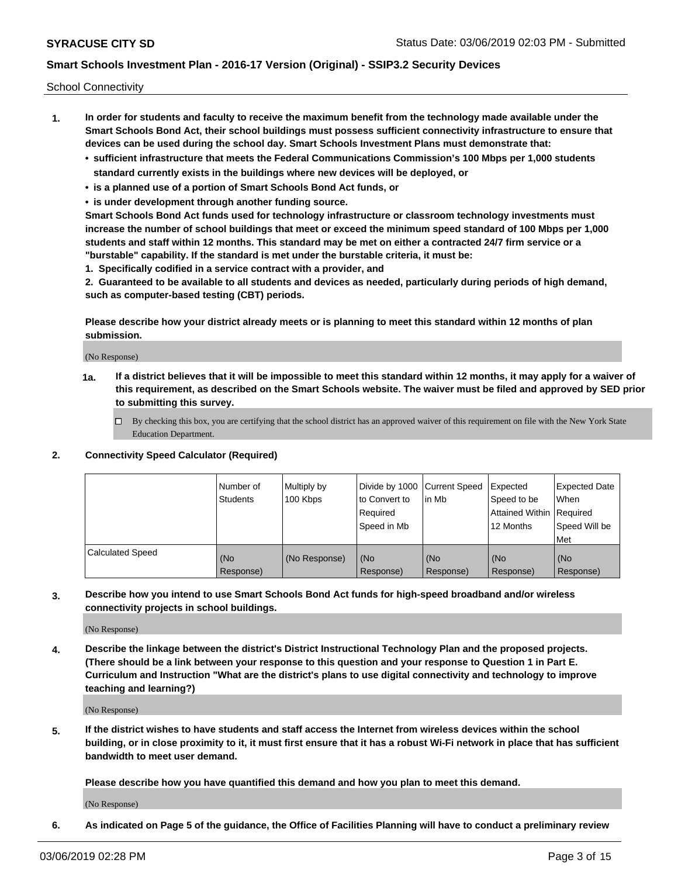School Connectivity

1. **In order for students and faculty to receive the maximum benefit from the technology made available under the Smart Schools Bond Act, their school buildings must possess sufficient connectivity infrastructure to ensure that devices can be used during the school day. Smart Schools Investment Plans must demonstrate that:**
   - **sufficient infrastructure that meets the Federal Communications Commission's 100 Mbps per 1,000 students standard currently exists in the buildings where new devices will be deployed, or**
   - **is a planned use of a portion of Smart Schools Bond Act funds, or**
   - **is under development through another funding source.**

   **Smart Schools Bond Act funds used for technology infrastructure or classroom technology investments must increase the number of school buildings that meet or exceed the minimum speed standard of 100 Mbps per 1,000 students and staff within 12 months. This standard may be met on either a contracted 24/7 firm service or a "burstable" capability. If the standard is met under the burstable criteria, it must be:**

   **1. Specifically codified in a service contract with a provider, and**

   **2. Guaranteed to be available to all students and devices as needed, particularly during periods of high demand, such as computer-based testing (CBT) periods.**

   **Please describe how your district already meets or is planning to meet this standard within 12 months of plan submission.**

   (No Response)

   **1a. If a district believes that it will be impossible to meet this standard within 12 months, it may apply for a waiver of this requirement, as described on the Smart Schools website. The waiver must be filed and approved by SED prior to submitting this survey.**

   ☐ By checking this box, you are certifying that the school district has an approved waiver of this requirement on file with the New York State Education Department.

2. **Connectivity Speed Calculator (Required)**

| | Number of Students | Multiply by 100 Kbps | Divide by 1000 to Convert to Required Speed in Mb | Current Speed in Mb | Expected Speed to be Attained Within 12 Months | Expected Date When Required Speed Will be Met |
|---|---|---|---|---|---|---|
| Calculated Speed | (No Response) | (No Response) | (No Response) | (No Response) | (No Response) | (No Response) |

3. **Describe how you intend to use Smart Schools Bond Act funds for high-speed broadband and/or wireless connectivity projects in school buildings.**

   (No Response)

4. **Describe the linkage between the district's District Instructional Technology Plan and the proposed projects. (There should be a link between your response to this question and your response to Question 1 in Part E. Curriculum and Instruction "What are the district's plans to use digital connectivity and technology to improve teaching and learning?)**

   (No Response)

5. **If the district wishes to have students and staff access the Internet from wireless devices within the school building, or in close proximity to it, it must first ensure that it has a robust Wi-Fi network in place that has sufficient bandwidth to meet user demand.**

   **Please describe how you have quantified this demand and how you plan to meet this demand.**

   (No Response)

6. **As indicated on Page 5 of the guidance, the Office of Facilities Planning will have to conduct a preliminary review**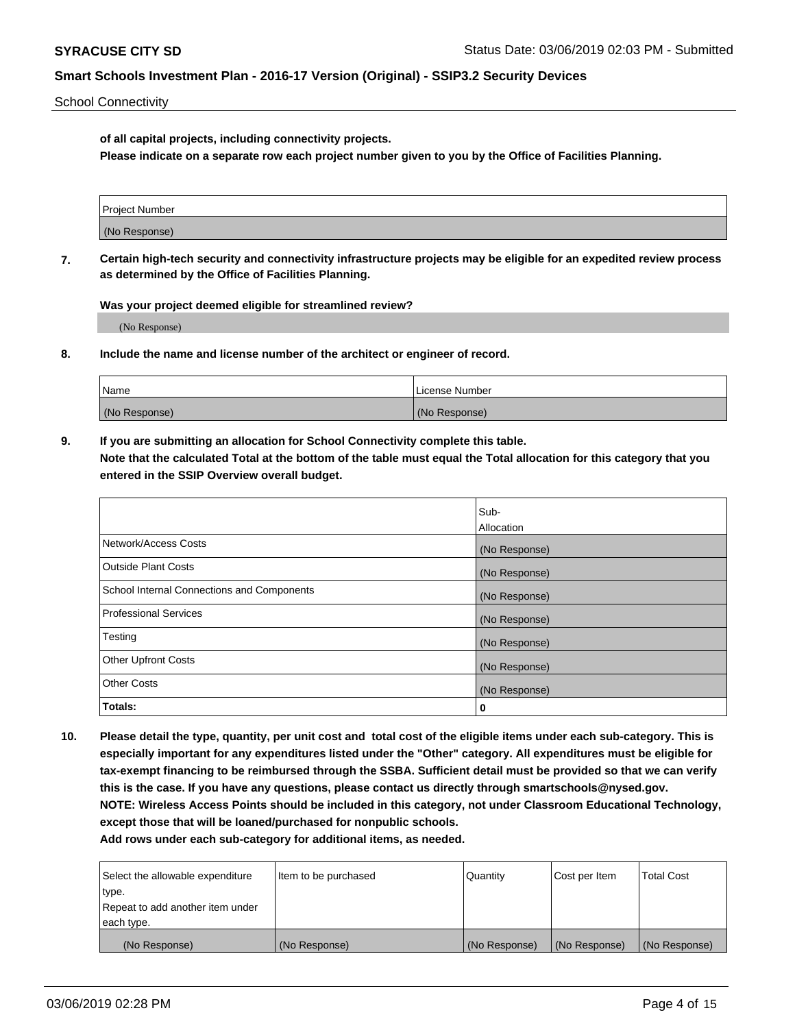**of all capital projects, including connectivity projects.**
**Please indicate on a separate row each project number given to you by the Office of Facilities Planning.**

| Project Number |
| --- |
| (No Response) |

**7. Certain high-tech security and connectivity infrastructure projects may be eligible for an expedited review process as determined by the Office of Facilities Planning.**

**Was your project deemed eligible for streamlined review?**

(No Response)

**8. Include the name and license number of the architect or engineer of record.**

| Name | License Number |
| --- | --- |
| (No Response) | (No Response) |

**9. If you are submitting an allocation for School Connectivity complete this table.**
**Note that the calculated Total at the bottom of the table must equal the Total allocation for this category that you entered in the SSIP Overview overall budget.**

| | Sub-Allocation |
| --- | --- |
| Network/Access Costs | (No Response) |
| Outside Plant Costs | (No Response) |
| School Internal Connections and Components | (No Response) |
| Professional Services | (No Response) |
| Testing | (No Response) |
| Other Upfront Costs | (No Response) |
| Other Costs | (No Response) |
| **Totals:** | **0** |

**10. Please detail the type, quantity, per unit cost and total cost of the eligible items under each sub-category. This is especially important for any expenditures listed under the "Other" category. All expenditures must be eligible for tax-exempt financing to be reimbursed through the SSBA. Sufficient detail must be provided so that we can verify this is the case. If you have any questions, please contact us directly through smartschools@nysed.gov.**
**NOTE: Wireless Access Points should be included in this category, not under Classroom Educational Technology, except those that will be loaned/purchased for nonpublic schools.**
**Add rows under each sub-category for additional items, as needed.**

| Select the allowable expenditure type. Repeat to add another item under each type. | Item to be purchased | Quantity | Cost per Item | Total Cost |
| --- | --- | --- | --- | --- |
| (No Response) | (No Response) | (No Response) | (No Response) | (No Response) |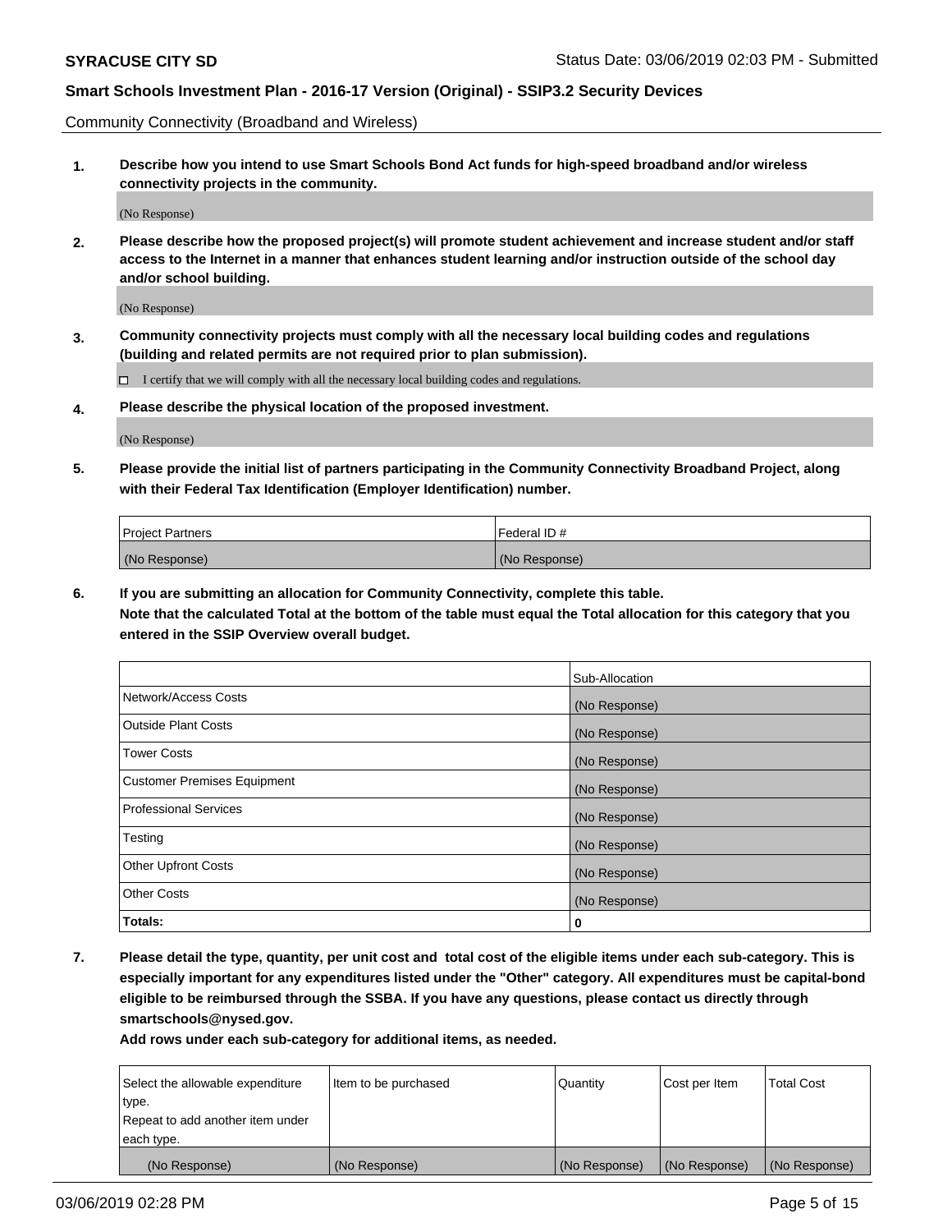Community Connectivity (Broadband and Wireless)

**1. Describe how you intend to use Smart Schools Bond Act funds for high-speed broadband and/or wireless connectivity projects in the community.**

(No Response)

**2. Please describe how the proposed project(s) will promote student achievement and increase student and/or staff access to the Internet in a manner that enhances student learning and/or instruction outside of the school day and/or school building.**

(No Response)

**3. Community connectivity projects must comply with all the necessary local building codes and regulations (building and related permits are not required prior to plan submission).**

☐ I certify that we will comply with all the necessary local building codes and regulations.

**4. Please describe the physical location of the proposed investment.**

(No Response)

**5. Please provide the initial list of partners participating in the Community Connectivity Broadband Project, along with their Federal Tax Identification (Employer Identification) number.**

| Project Partners | Federal ID # |
|---|---|
| (No Response) | (No Response) |

**6. If you are submitting an allocation for Community Connectivity, complete this table.**
**Note that the calculated Total at the bottom of the table must equal the Total allocation for this category that you entered in the SSIP Overview overall budget.**

| | Sub-Allocation |
|---|---|
| Network/Access Costs | (No Response) |
| Outside Plant Costs | (No Response) |
| Tower Costs | (No Response) |
| Customer Premises Equipment | (No Response) |
| Professional Services | (No Response) |
| Testing | (No Response) |
| Other Upfront Costs | (No Response) |
| Other Costs | (No Response) |
| **Totals:** | **0** |

**7. Please detail the type, quantity, per unit cost and total cost of the eligible items under each sub-category. This is especially important for any expenditures listed under the "Other" category. All expenditures must be capital-bond eligible to be reimbursed through the SSBA. If you have any questions, please contact us directly through smartschools@nysed.gov.**

**Add rows under each sub-category for additional items, as needed.**

| Select the allowable expenditure type. Repeat to add another item under each type. | Item to be purchased | Quantity | Cost per Item | Total Cost |
|---|---|---|---|---|
| (No Response) | (No Response) | (No Response) | (No Response) | (No Response) |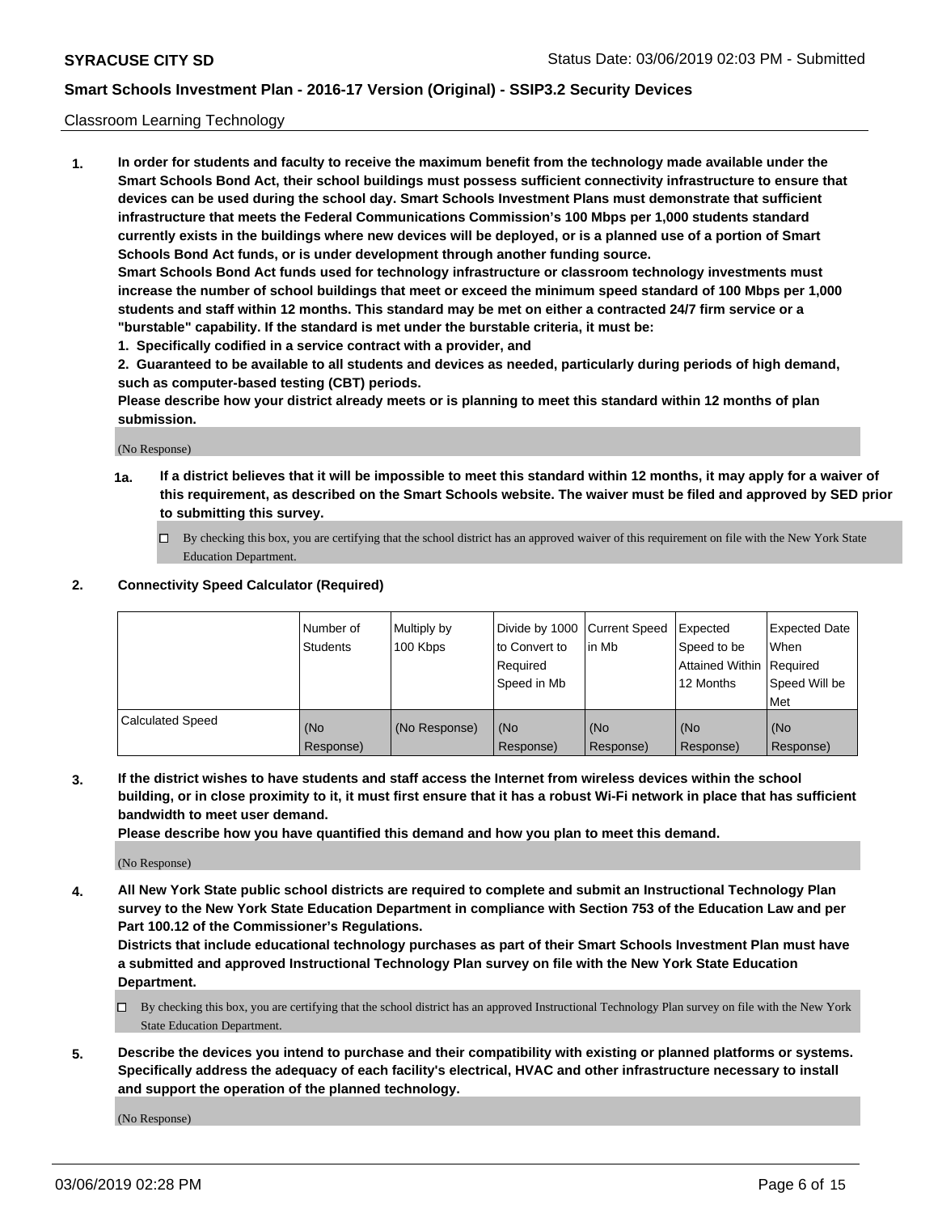Classroom Learning Technology

**1. In order for students and faculty to receive the maximum benefit from the technology made available under the Smart Schools Bond Act, their school buildings must possess sufficient connectivity infrastructure to ensure that devices can be used during the school day. Smart Schools Investment Plans must demonstrate that sufficient infrastructure that meets the Federal Communications Commission's 100 Mbps per 1,000 students standard currently exists in the buildings where new devices will be deployed, or is a planned use of a portion of Smart Schools Bond Act funds, or is under development through another funding source.**

**Smart Schools Bond Act funds used for technology infrastructure or classroom technology investments must increase the number of school buildings that meet or exceed the minimum speed standard of 100 Mbps per 1,000 students and staff within 12 months. This standard may be met on either a contracted 24/7 firm service or a "burstable" capability. If the standard is met under the burstable criteria, it must be:**

**1. Specifically codified in a service contract with a provider, and**

**2. Guaranteed to be available to all students and devices as needed, particularly during periods of high demand, such as computer-based testing (CBT) periods.**

**Please describe how your district already meets or is planning to meet this standard within 12 months of plan submission.**

(No Response)

**1a. If a district believes that it will be impossible to meet this standard within 12 months, it may apply for a waiver of this requirement, as described on the Smart Schools website. The waiver must be filed and approved by SED prior to submitting this survey.**

☐ By checking this box, you are certifying that the school district has an approved waiver of this requirement on file with the New York State Education Department.

**2. Connectivity Speed Calculator (Required)**

| | Number of Students | Multiply by 100 Kbps | Divide by 1000 to Convert to Required Speed in Mb | Current Speed in Mb | Expected Speed to be Attained Within 12 Months | Expected Date When Required Speed Will be Met |
|---|---|---|---|---|---|---|
| Calculated Speed | (No Response) | (No Response) | (No Response) | (No Response) | (No Response) | (No Response) |

**3. If the district wishes to have students and staff access the Internet from wireless devices within the school building, or in close proximity to it, it must first ensure that it has a robust Wi-Fi network in place that has sufficient bandwidth to meet user demand.**

**Please describe how you have quantified this demand and how you plan to meet this demand.**

(No Response)

**4. All New York State public school districts are required to complete and submit an Instructional Technology Plan survey to the New York State Education Department in compliance with Section 753 of the Education Law and per Part 100.12 of the Commissioner's Regulations.**

**Districts that include educational technology purchases as part of their Smart Schools Investment Plan must have a submitted and approved Instructional Technology Plan survey on file with the New York State Education Department.**

☐ By checking this box, you are certifying that the school district has an approved Instructional Technology Plan survey on file with the New York State Education Department.

**5. Describe the devices you intend to purchase and their compatibility with existing or planned platforms or systems. Specifically address the adequacy of each facility's electrical, HVAC and other infrastructure necessary to install and support the operation of the planned technology.**

(No Response)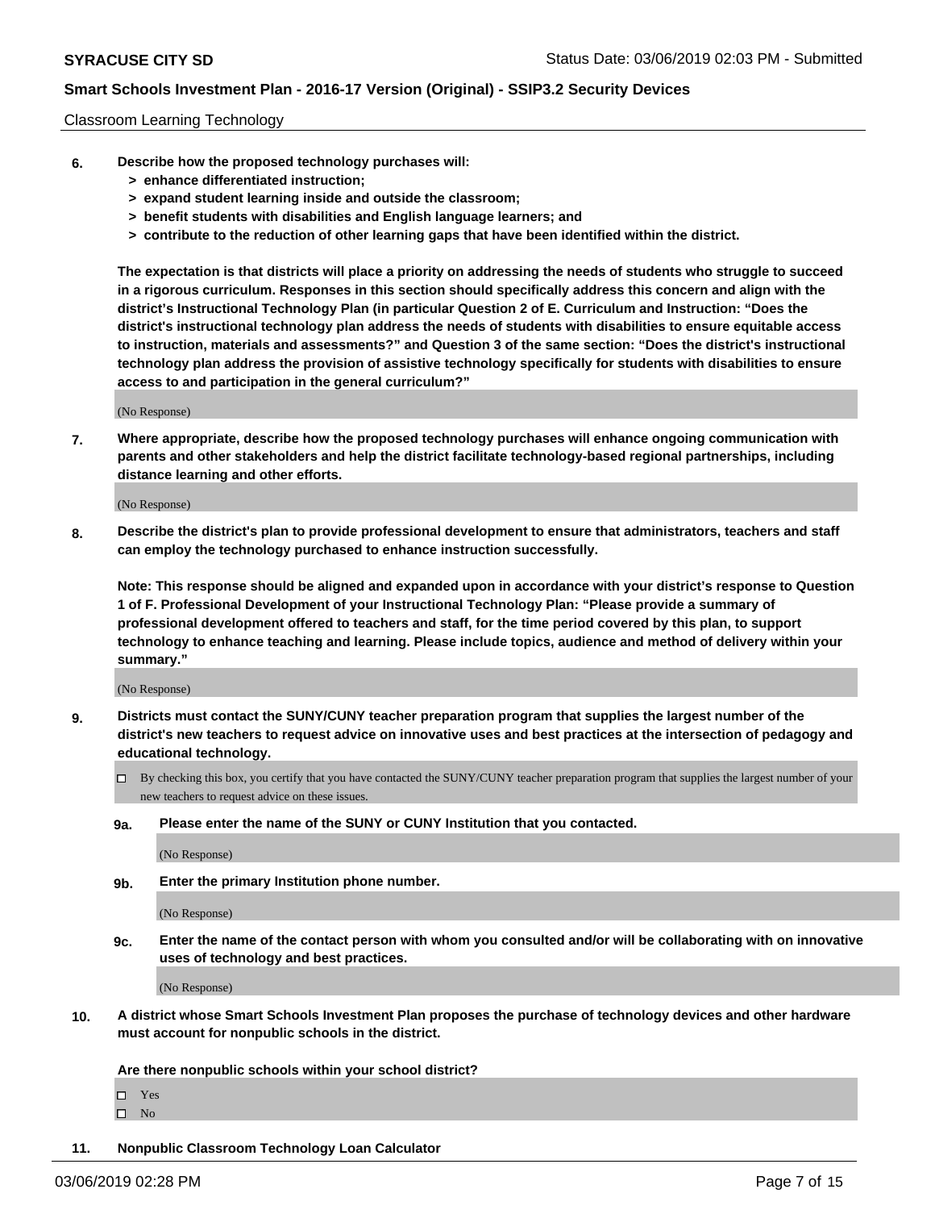Classroom Learning Technology

6. **Describe how the proposed technology purchases will:**
   - **> enhance differentiated instruction;**
   - **> expand student learning inside and outside the classroom;**
   - **> benefit students with disabilities and English language learners; and**
   - **> contribute to the reduction of other learning gaps that have been identified within the district.**

   **The expectation is that districts will place a priority on addressing the needs of students who struggle to succeed in a rigorous curriculum. Responses in this section should specifically address this concern and align with the district's Instructional Technology Plan (in particular Question 2 of E. Curriculum and Instruction: "Does the district's instructional technology plan address the needs of students with disabilities to ensure equitable access to instruction, materials and assessments?" and Question 3 of the same section: "Does the district's instructional technology plan address the provision of assistive technology specifically for students with disabilities to ensure access to and participation in the general curriculum?"**

   (No Response)

7. **Where appropriate, describe how the proposed technology purchases will enhance ongoing communication with parents and other stakeholders and help the district facilitate technology-based regional partnerships, including distance learning and other efforts.**

   (No Response)

8. **Describe the district's plan to provide professional development to ensure that administrators, teachers and staff can employ the technology purchased to enhance instruction successfully.**

   **Note: This response should be aligned and expanded upon in accordance with your district's response to Question 1 of F. Professional Development of your Instructional Technology Plan: "Please provide a summary of professional development offered to teachers and staff, for the time period covered by this plan, to support technology to enhance teaching and learning. Please include topics, audience and method of delivery within your summary."**

   (No Response)

9. **Districts must contact the SUNY/CUNY teacher preparation program that supplies the largest number of the district's new teachers to request advice on innovative uses and best practices at the intersection of pedagogy and educational technology.**

   ☐ By checking this box, you certify that you have contacted the SUNY/CUNY teacher preparation program that supplies the largest number of your new teachers to request advice on these issues.

   **9a. Please enter the name of the SUNY or CUNY Institution that you contacted.**

   (No Response)

   **9b. Enter the primary Institution phone number.**

   (No Response)

   **9c. Enter the name of the contact person with whom you consulted and/or will be collaborating with on innovative uses of technology and best practices.**

   (No Response)

10. **A district whose Smart Schools Investment Plan proposes the purchase of technology devices and other hardware must account for nonpublic schools in the district.**

    **Are there nonpublic schools within your school district?**

    ☐ Yes
    ☐ No

11. **Nonpublic Classroom Technology Loan Calculator**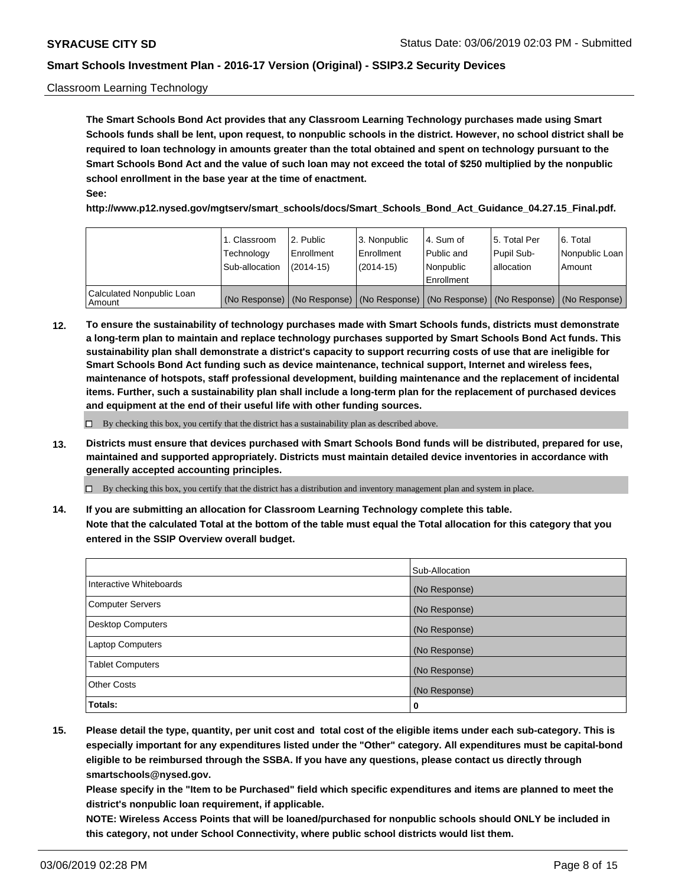Classroom Learning Technology

**The Smart Schools Bond Act provides that any Classroom Learning Technology purchases made using Smart Schools funds shall be lent, upon request, to nonpublic schools in the district. However, no school district shall be required to loan technology in amounts greater than the total obtained and spent on technology pursuant to the Smart Schools Bond Act and the value of such loan may not exceed the total of $250 multiplied by the nonpublic school enrollment in the base year at the time of enactment.**
**See:**
**http://www.p12.nysed.gov/mgtserv/smart_schools/docs/Smart_Schools_Bond_Act_Guidance_04.27.15_Final.pdf.**

| | 1. Classroom Technology Sub-allocation | 2. Public Enrollment (2014-15) | 3. Nonpublic Enrollment (2014-15) | 4. Sum of Public and Nonpublic Enrollment | 5. Total Per Pupil Sub-allocation | 6. Total Nonpublic Loan Amount |
|---|---|---|---|---|---|---|
| Calculated Nonpublic Loan Amount | (No Response) | (No Response) | (No Response) | (No Response) | (No Response) | (No Response) |

**12. To ensure the sustainability of technology purchases made with Smart Schools funds, districts must demonstrate a long-term plan to maintain and replace technology purchases supported by Smart Schools Bond Act funds. This sustainability plan shall demonstrate a district's capacity to support recurring costs of use that are ineligible for Smart Schools Bond Act funding such as device maintenance, technical support, Internet and wireless fees, maintenance of hotspots, staff professional development, building maintenance and the replacement of incidental items. Further, such a sustainability plan shall include a long-term plan for the replacement of purchased devices and equipment at the end of their useful life with other funding sources.**

☐ By checking this box, you certify that the district has a sustainability plan as described above.

**13. Districts must ensure that devices purchased with Smart Schools Bond funds will be distributed, prepared for use, maintained and supported appropriately. Districts must maintain detailed device inventories in accordance with generally accepted accounting principles.**

☐ By checking this box, you certify that the district has a distribution and inventory management plan and system in place.

**14. If you are submitting an allocation for Classroom Learning Technology complete this table. Note that the calculated Total at the bottom of the table must equal the Total allocation for this category that you entered in the SSIP Overview overall budget.**

| | Sub-Allocation |
|---|---|
| Interactive Whiteboards | (No Response) |
| Computer Servers | (No Response) |
| Desktop Computers | (No Response) |
| Laptop Computers | (No Response) |
| Tablet Computers | (No Response) |
| Other Costs | (No Response) |
| **Totals:** | **0** |

**15. Please detail the type, quantity, per unit cost and total cost of the eligible items under each sub-category. This is especially important for any expenditures listed under the "Other" category. All expenditures must be capital-bond eligible to be reimbursed through the SSBA. If you have any questions, please contact us directly through smartschools@nysed.gov.**
**Please specify in the "Item to be Purchased" field which specific expenditures and items are planned to meet the district's nonpublic loan requirement, if applicable.**
**NOTE: Wireless Access Points that will be loaned/purchased for nonpublic schools should ONLY be included in this category, not under School Connectivity, where public school districts would list them.**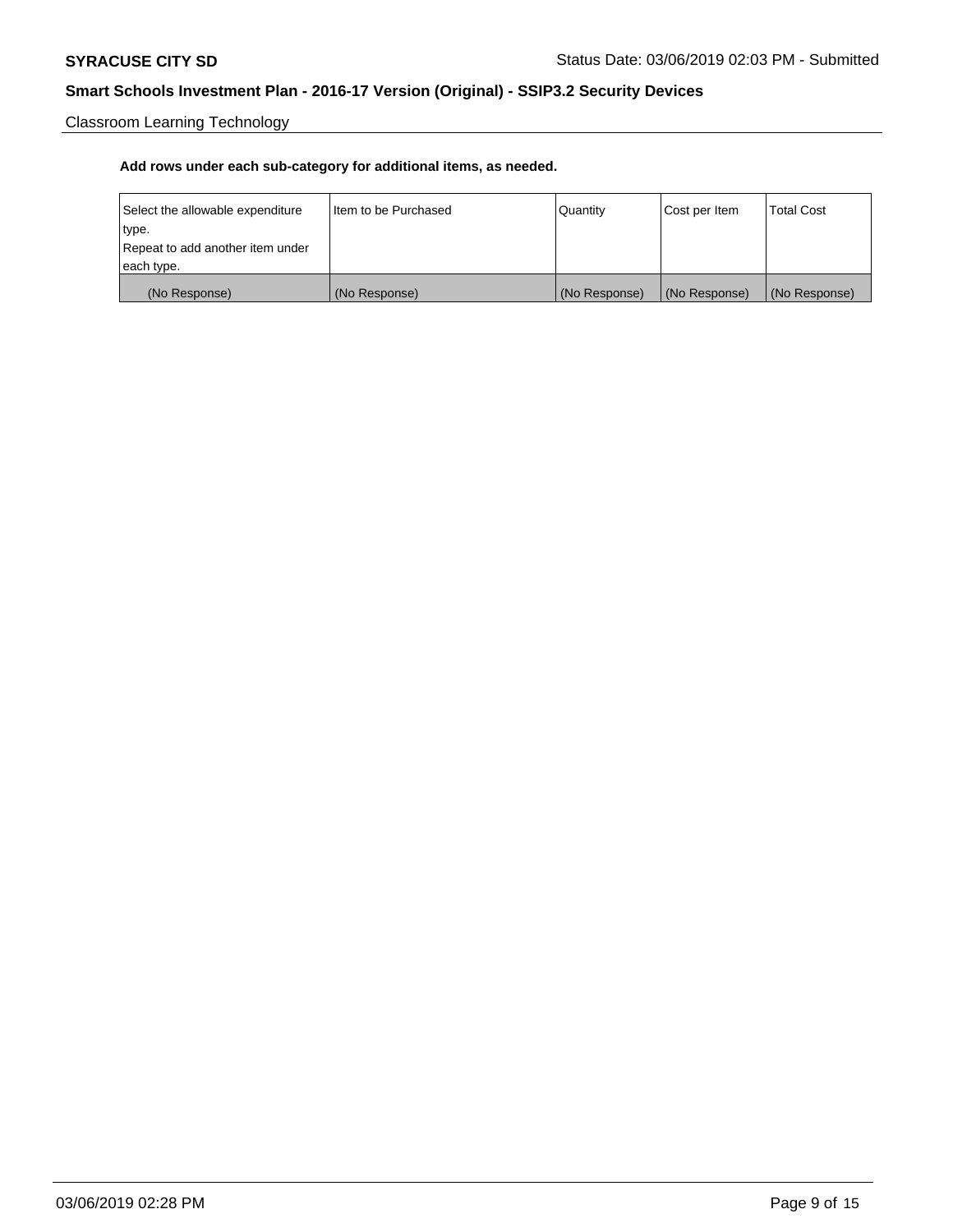Classroom Learning Technology

**Add rows under each sub-category for additional items, as needed.**

| Select the allowable expenditure type. Repeat to add another item under each type. | Item to be Purchased | Quantity | Cost per Item | Total Cost |
|---|---|---|---|---|
| (No Response) | (No Response) | (No Response) | (No Response) | (No Response) |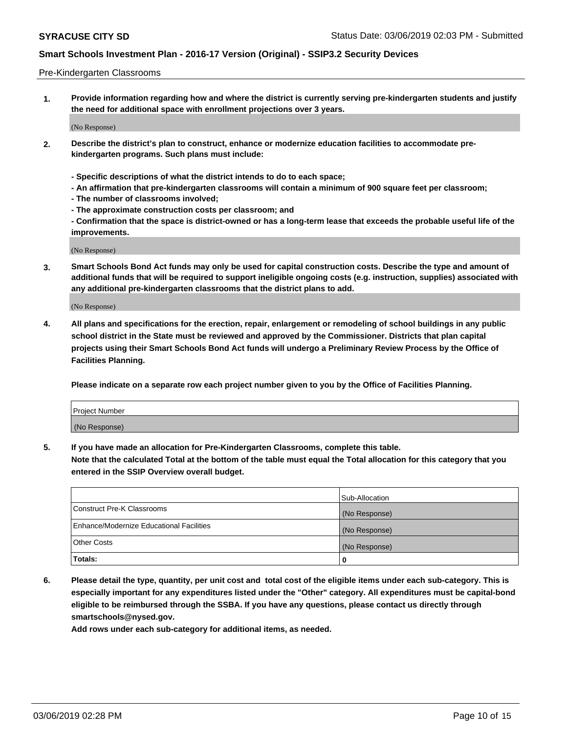Pre-Kindergarten Classrooms

**1. Provide information regarding how and where the district is currently serving pre-kindergarten students and justify the need for additional space with enrollment projections over 3 years.**

(No Response)

**2. Describe the district's plan to construct, enhance or modernize education facilities to accommodate pre-kindergarten programs. Such plans must include:**

**- Specific descriptions of what the district intends to do to each space;**
**- An affirmation that pre-kindergarten classrooms will contain a minimum of 900 square feet per classroom;**
**- The number of classrooms involved;**
**- The approximate construction costs per classroom; and**
**- Confirmation that the space is district-owned or has a long-term lease that exceeds the probable useful life of the improvements.**

(No Response)

**3. Smart Schools Bond Act funds may only be used for capital construction costs. Describe the type and amount of additional funds that will be required to support ineligible ongoing costs (e.g. instruction, supplies) associated with any additional pre-kindergarten classrooms that the district plans to add.**

(No Response)

**4. All plans and specifications for the erection, repair, enlargement or remodeling of school buildings in any public school district in the State must be reviewed and approved by the Commissioner. Districts that plan capital projects using their Smart Schools Bond Act funds will undergo a Preliminary Review Process by the Office of Facilities Planning.**

**Please indicate on a separate row each project number given to you by the Office of Facilities Planning.**

| Project Number |
|---|
| (No Response) |

**5. If you have made an allocation for Pre-Kindergarten Classrooms, complete this table.**
**Note that the calculated Total at the bottom of the table must equal the Total allocation for this category that you entered in the SSIP Overview overall budget.**

| | Sub-Allocation |
|---|---|
| Construct Pre-K Classrooms | (No Response) |
| Enhance/Modernize Educational Facilities | (No Response) |
| Other Costs | (No Response) |
| **Totals:** | **0** |

**6. Please detail the type, quantity, per unit cost and total cost of the eligible items under each sub-category. This is especially important for any expenditures listed under the "Other" category. All expenditures must be capital-bond eligible to be reimbursed through the SSBA. If you have any questions, please contact us directly through smartschools@nysed.gov.**
**Add rows under each sub-category for additional items, as needed.**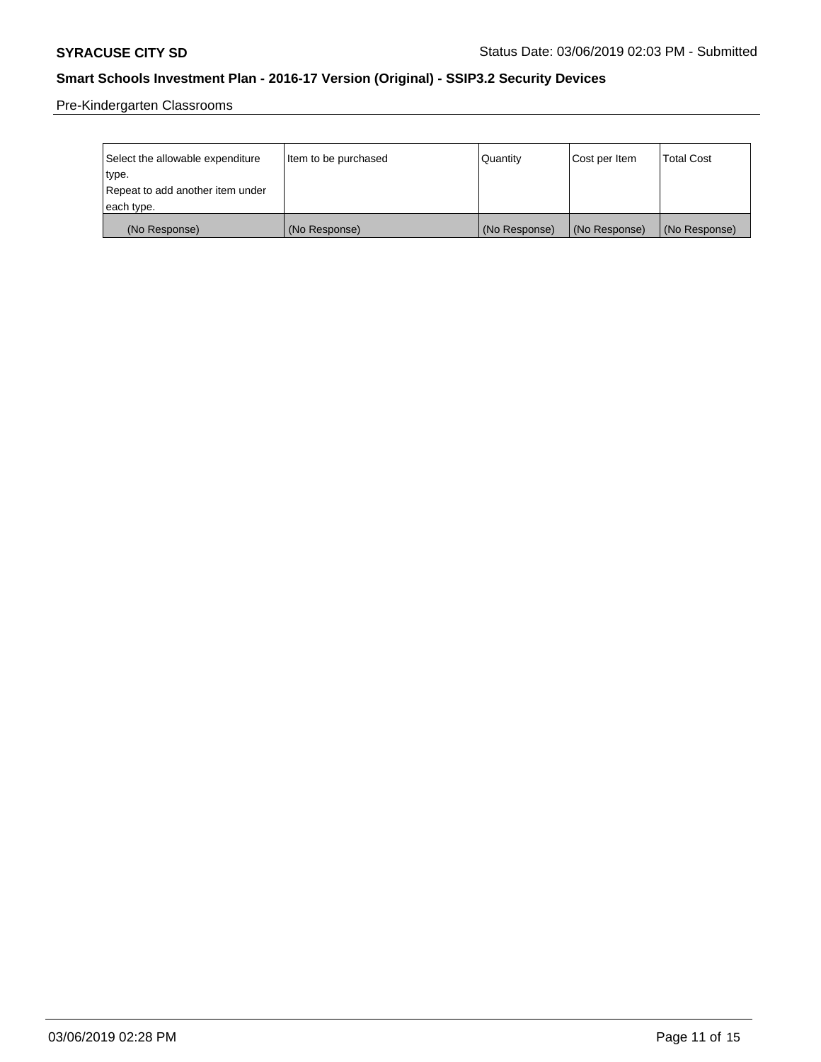Pre-Kindergarten Classrooms

| Select the allowable expenditure type.<br>Repeat to add another item under each type. | Item to be purchased | Quantity | Cost per Item | Total Cost |
|---|---|---|---|---|
| (No Response) | (No Response) | (No Response) | (No Response) | (No Response) |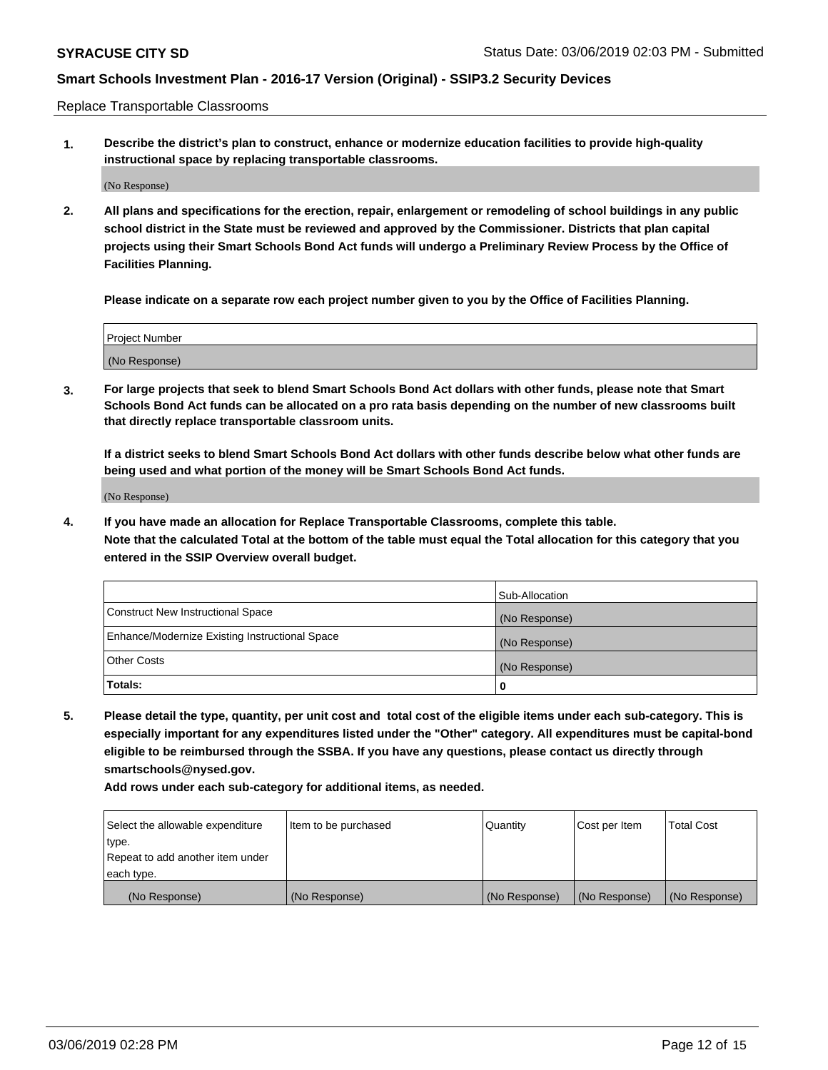Replace Transportable Classrooms

**1. Describe the district's plan to construct, enhance or modernize education facilities to provide high-quality instructional space by replacing transportable classrooms.**

(No Response)

**2. All plans and specifications for the erection, repair, enlargement or remodeling of school buildings in any public school district in the State must be reviewed and approved by the Commissioner. Districts that plan capital projects using their Smart Schools Bond Act funds will undergo a Preliminary Review Process by the Office of Facilities Planning.**

**Please indicate on a separate row each project number given to you by the Office of Facilities Planning.**

| Project Number |
|---|
| (No Response) |

**3. For large projects that seek to blend Smart Schools Bond Act dollars with other funds, please note that Smart Schools Bond Act funds can be allocated on a pro rata basis depending on the number of new classrooms built that directly replace transportable classroom units.**

**If a district seeks to blend Smart Schools Bond Act dollars with other funds describe below what other funds are being used and what portion of the money will be Smart Schools Bond Act funds.**

(No Response)

**4. If you have made an allocation for Replace Transportable Classrooms, complete this table. Note that the calculated Total at the bottom of the table must equal the Total allocation for this category that you entered in the SSIP Overview overall budget.**

| | Sub-Allocation |
|---|---|
| Construct New Instructional Space | (No Response) |
| Enhance/Modernize Existing Instructional Space | (No Response) |
| Other Costs | (No Response) |
| **Totals:** | 0 |

**5. Please detail the type, quantity, per unit cost and total cost of the eligible items under each sub-category. This is especially important for any expenditures listed under the "Other" category. All expenditures must be capital-bond eligible to be reimbursed through the SSBA. If you have any questions, please contact us directly through smartschools@nysed.gov.**

**Add rows under each sub-category for additional items, as needed.**

| Select the allowable expenditure type. Repeat to add another item under each type. | Item to be purchased | Quantity | Cost per Item | Total Cost |
|---|---|---|---|---|
| (No Response) | (No Response) | (No Response) | (No Response) | (No Response) |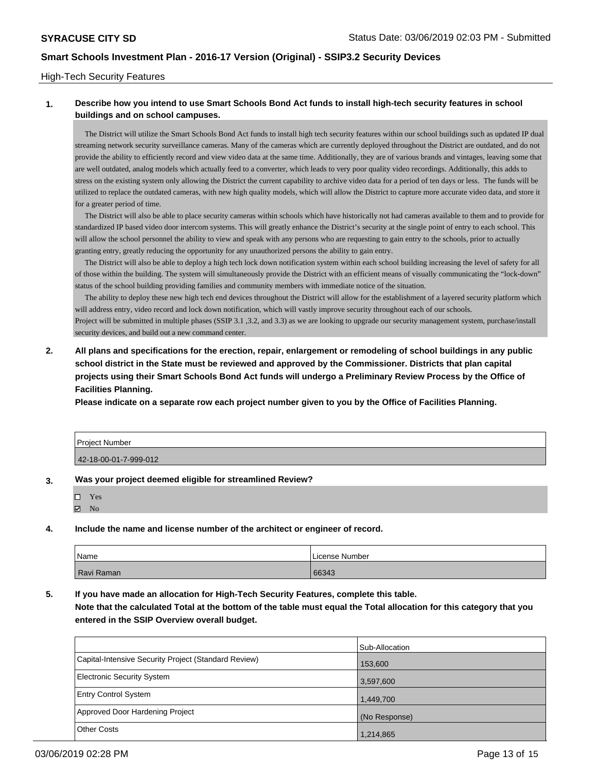High-Tech Security Features

**1. Describe how you intend to use Smart Schools Bond Act funds to install high-tech security features in school buildings and on school campuses.**

The District will utilize the Smart Schools Bond Act funds to install high tech security features within our school buildings such as updated IP dual streaming network security surveillance cameras. Many of the cameras which are currently deployed throughout the District are outdated, and do not provide the ability to efficiently record and view video data at the same time. Additionally, they are of various brands and vintages, leaving some that are well outdated, analog models which actually feed to a converter, which leads to very poor quality video recordings. Additionally, this adds to stress on the existing system only allowing the District the current capability to archive video data for a period of ten days or less. The funds will be utilized to replace the outdated cameras, with new high quality models, which will allow the District to capture more accurate video data, and store it for a greater period of time.

The District will also be able to place security cameras within schools which have historically not had cameras available to them and to provide for standardized IP based video door intercom systems. This will greatly enhance the District's security at the single point of entry to each school. This will allow the school personnel the ability to view and speak with any persons who are requesting to gain entry to the schools, prior to actually granting entry, greatly reducing the opportunity for any unauthorized persons the ability to gain entry.

The District will also be able to deploy a high tech lock down notification system within each school building increasing the level of safety for all of those within the building. The system will simultaneously provide the District with an efficient means of visually communicating the "lock-down" status of the school building providing families and community members with immediate notice of the situation.

The ability to deploy these new high tech end devices throughout the District will allow for the establishment of a layered security platform which will address entry, video record and lock down notification, which will vastly improve security throughout each of our schools.
Project will be submitted in multiple phases (SSIP 3.1 ,3.2, and 3.3) as we are looking to upgrade our security management system, purchase/install security devices, and build out a new command center.

**2. All plans and specifications for the erection, repair, enlargement or remodeling of school buildings in any public school district in the State must be reviewed and approved by the Commissioner. Districts that plan capital projects using their Smart Schools Bond Act funds will undergo a Preliminary Review Process by the Office of Facilities Planning.**
**Please indicate on a separate row each project number given to you by the Office of Facilities Planning.**

| Project Number |
|---|
| 42-18-00-01-7-999-012 |

**3. Was your project deemed eligible for streamlined Review?**

- ☐ Yes
- ☑ No

**4. Include the name and license number of the architect or engineer of record.**

| Name | License Number |
|---|---|
| Ravi Raman | 66343 |

**5. If you have made an allocation for High-Tech Security Features, complete this table.**
**Note that the calculated Total at the bottom of the table must equal the Total allocation for this category that you entered in the SSIP Overview overall budget.**

| | Sub-Allocation |
|---|---|
| Capital-Intensive Security Project (Standard Review) | 153,600 |
| Electronic Security System | 3,597,600 |
| Entry Control System | 1,449,700 |
| Approved Door Hardening Project | (No Response) |
| Other Costs | 1,214,865 |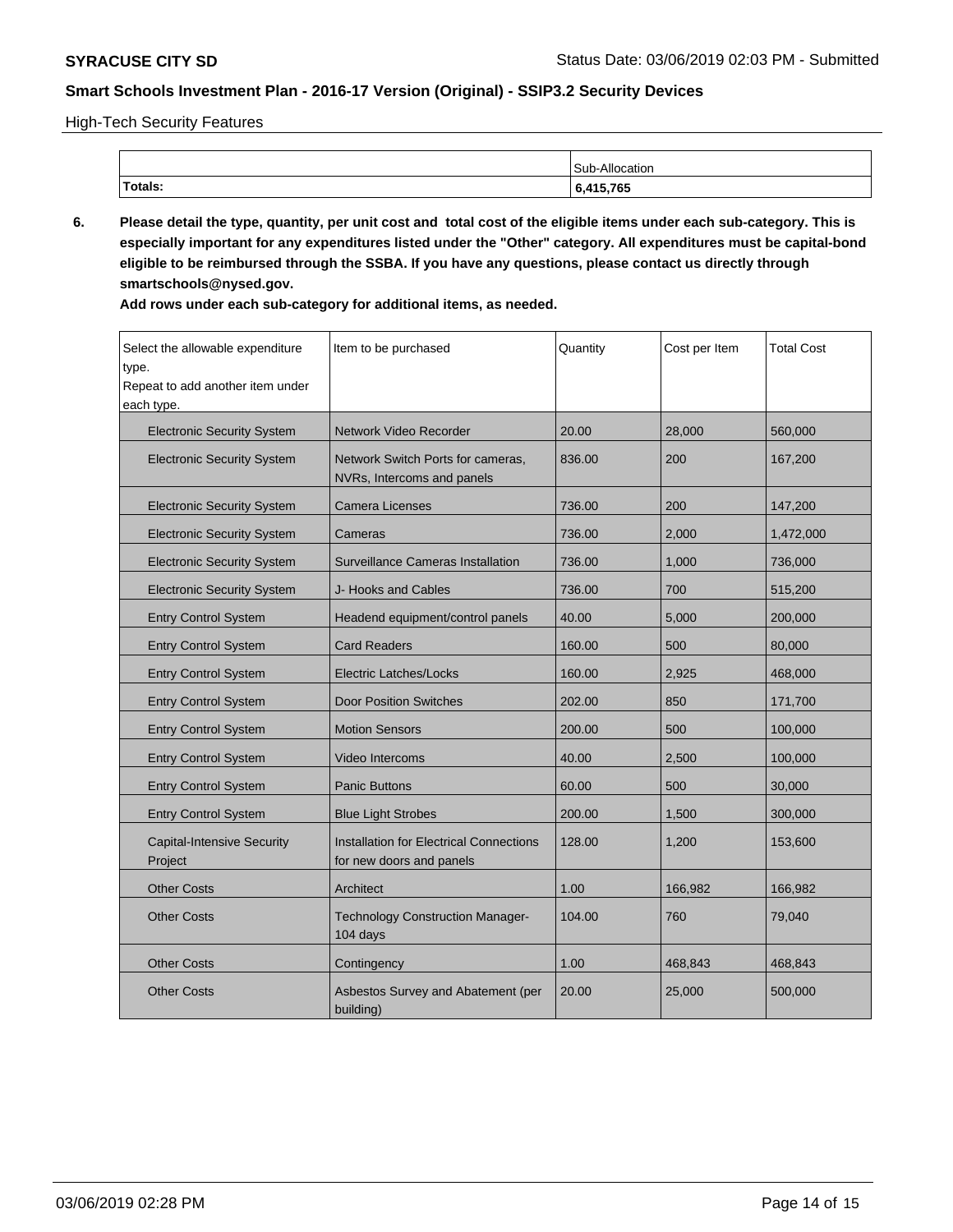High-Tech Security Features

| | Sub-Allocation |
|---|---|
| **Totals:** | **6,415,765** |

**6. Please detail the type, quantity, per unit cost and total cost of the eligible items under each sub-category. This is especially important for any expenditures listed under the "Other" category. All expenditures must be capital-bond eligible to be reimbursed through the SSBA. If you have any questions, please contact us directly through smartschools@nysed.gov.**

**Add rows under each sub-category for additional items, as needed.**

| Select the allowable expenditure type. Repeat to add another item under each type. | Item to be purchased | Quantity | Cost per Item | Total Cost |
|---|---|---|---|---|
| Electronic Security System | Network Video Recorder | 20.00 | 28,000 | 560,000 |
| Electronic Security System | Network Switch Ports for cameras, NVRs, Intercoms and panels | 836.00 | 200 | 167,200 |
| Electronic Security System | Camera Licenses | 736.00 | 200 | 147,200 |
| Electronic Security System | Cameras | 736.00 | 2,000 | 1,472,000 |
| Electronic Security System | Surveillance Cameras Installation | 736.00 | 1,000 | 736,000 |
| Electronic Security System | J- Hooks and Cables | 736.00 | 700 | 515,200 |
| Entry Control System | Headend equipment/control panels | 40.00 | 5,000 | 200,000 |
| Entry Control System | Card Readers | 160.00 | 500 | 80,000 |
| Entry Control System | Electric Latches/Locks | 160.00 | 2,925 | 468,000 |
| Entry Control System | Door Position Switches | 202.00 | 850 | 171,700 |
| Entry Control System | Motion Sensors | 200.00 | 500 | 100,000 |
| Entry Control System | Video Intercoms | 40.00 | 2,500 | 100,000 |
| Entry Control System | Panic Buttons | 60.00 | 500 | 30,000 |
| Entry Control System | Blue Light Strobes | 200.00 | 1,500 | 300,000 |
| Capital-Intensive Security Project | Installation for Electrical Connections for new doors and panels | 128.00 | 1,200 | 153,600 |
| Other Costs | Architect | 1.00 | 166,982 | 166,982 |
| Other Costs | Technology Construction Manager- 104 days | 104.00 | 760 | 79,040 |
| Other Costs | Contingency | 1.00 | 468,843 | 468,843 |
| Other Costs | Asbestos Survey and Abatement (per building) | 20.00 | 25,000 | 500,000 |